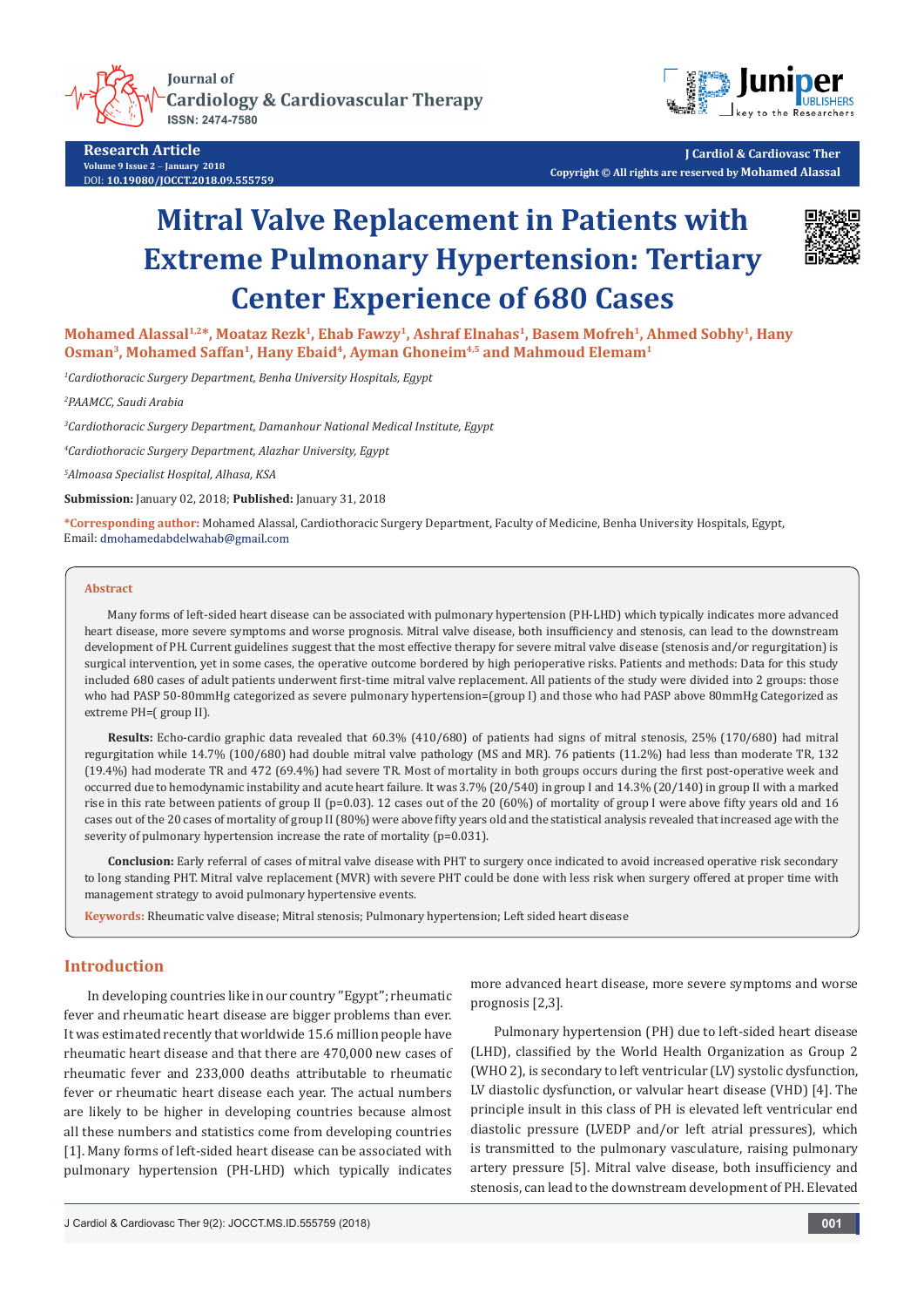Research Article

Volume 9 Issue 2 – January 2018

DOI: 10.19080/JOCCT.2018.09.555759

J Cardiol & Cardiovasc Ther

Copyright © All rights are reserved by Mohamed Alassal

# Mitral Valve Replacement in Patients with Extreme Pulmonary Hypertension: Tertiary Center Experience of 680 Cases

**Mohamed Alassal[1,2]\*, Moataz Rezk[1], Ehab Fawzy[1], Ashraf Elnahas[1], Basem Mofreh[1], Ahmed Sobhy[1], Hany Osman[3], Mohamed Saffan[1], Hany Ebaid[4], Ayman Ghoneim[4,5] and Mahmoud Elemam[1]**

[1]*Cardiothoracic Surgery Department, Benha University Hospitals, Egypt*

[2]*PAAMCC, Saudi Arabia*

[3]*Cardiothoracic Surgery Department, Damanhour National Medical Institute, Egypt*

[4]*Cardiothoracic Surgery Department, Alazhar University, Egypt*

[5]*Almoasa Specialist Hospital, Alhasa, KSA*

**Submission:** January 02, 2018; **Published:** January 31, 2018

**\*Corresponding author:** Mohamed Alassal, Cardiothoracic Surgery Department, Faculty of Medicine, Benha University Hospitals, Egypt, Email: dmohamedabdelwahab@gmail.com

## Abstract

Many forms of left-sided heart disease can be associated with pulmonary hypertension (PH-LHD) which typically indicates more advanced heart disease, more severe symptoms and worse prognosis. Mitral valve disease, both insufficiency and stenosis, can lead to the downstream development of PH. Current guidelines suggest that the most effective therapy for severe mitral valve disease (stenosis and/or regurgitation) is surgical intervention, yet in some cases, the operative outcome bordered by high perioperative risks. Patients and methods: Data for this study included 680 cases of adult patients underwent first-time mitral valve replacement. All patients of the study were divided into 2 groups: those who had PASP 50-80mmHg categorized as severe pulmonary hypertension=(group I) and those who had PASP above 80mmHg Categorized as extreme PH=( group II).

**Results:** Echo-cardio graphic data revealed that 60.3% (410/680) of patients had signs of mitral stenosis, 25% (170/680) had mitral regurgitation while 14.7% (100/680) had double mitral valve pathology (MS and MR). 76 patients (11.2%) had less than moderate TR, 132 (19.4%) had moderate TR and 472 (69.4%) had severe TR. Most of mortality in both groups occurs during the first post-operative week and occurred due to hemodynamic instability and acute heart failure. It was 3.7% (20/540) in group I and 14.3% (20/140) in group II with a marked rise in this rate between patients of group II ($p=0.03$). 12 cases out of the 20 (60%) of mortality of group I were above fifty years old and 16 cases out of the 20 cases of mortality of group II (80%) were above fifty years old and the statistical analysis revealed that increased age with the severity of pulmonary hypertension increase the rate of mortality ($p=0.031$).

**Conclusion:** Early referral of cases of mitral valve disease with PHT to surgery once indicated to avoid increased operative risk secondary to long standing PHT. Mitral valve replacement (MVR) with severe PHT could be done with less risk when surgery offered at proper time with management strategy to avoid pulmonary hypertensive events.

**Keywords:** Rheumatic valve disease; Mitral stenosis; Pulmonary hypertension; Left sided heart disease

## Introduction

In developing countries like in our country "Egypt"; rheumatic fever and rheumatic heart disease are bigger problems than ever. It was estimated recently that worldwide 15.6 million people have rheumatic heart disease and that there are 470,000 new cases of rheumatic fever and 233,000 deaths attributable to rheumatic fever or rheumatic heart disease each year. The actual numbers are likely to be higher in developing countries because almost all these numbers and statistics come from developing countries [1]. Many forms of left-sided heart disease can be associated with pulmonary hypertension (PH-LHD) which typically indicates more advanced heart disease, more severe symptoms and worse prognosis [2,3].

Pulmonary hypertension (PH) due to left-sided heart disease (LHD), classified by the World Health Organization as Group 2 (WHO 2), is secondary to left ventricular (LV) systolic dysfunction, LV diastolic dysfunction, or valvular heart disease (VHD) [4]. The principle insult in this class of PH is elevated left ventricular end diastolic pressure (LVEDP and/or left atrial pressures), which is transmitted to the pulmonary vasculature, raising pulmonary artery pressure [5]. Mitral valve disease, both insufficiency and stenosis, can lead to the downstream development of PH. Elevated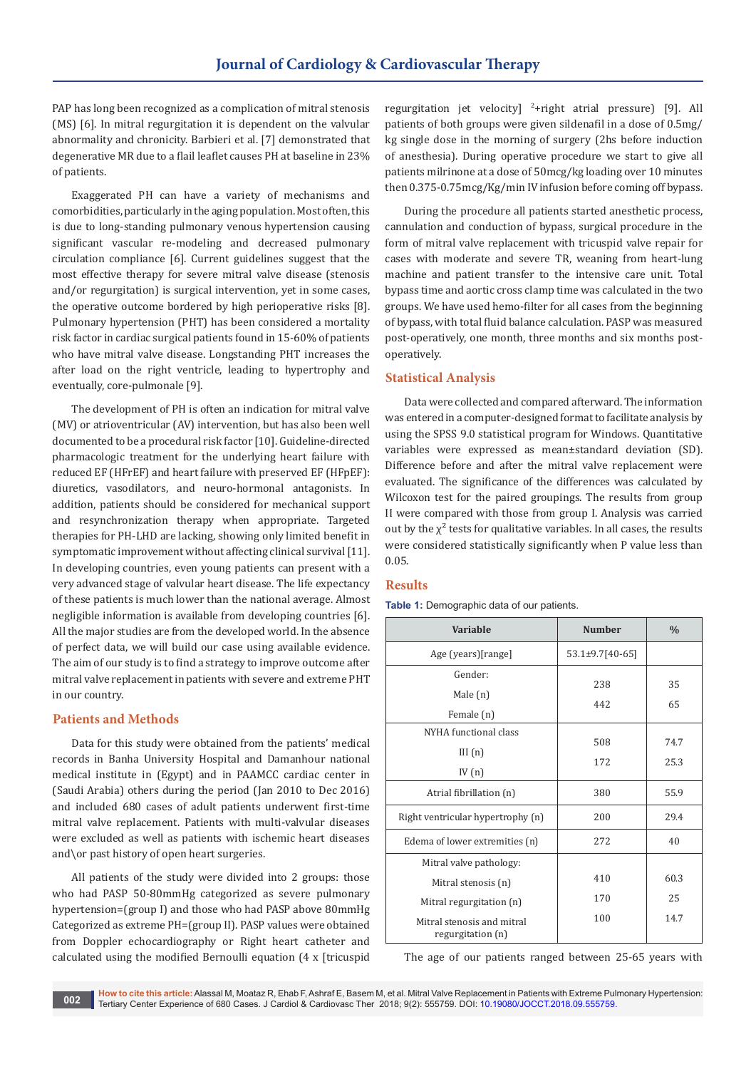PAP has long been recognized as a complication of mitral stenosis (MS) [6]. In mitral regurgitation it is dependent on the valvular abnormality and chronicity. Barbieri et al. [7] demonstrated that degenerative MR due to a flail leaflet causes PH at baseline in 23% of patients.

Exaggerated PH can have a variety of mechanisms and comorbidities, particularly in the aging population. Most often, this is due to long-standing pulmonary venous hypertension causing significant vascular re-modeling and decreased pulmonary circulation compliance [6]. Current guidelines suggest that the most effective therapy for severe mitral valve disease (stenosis and/or regurgitation) is surgical intervention, yet in some cases, the operative outcome bordered by high perioperative risks [8]. Pulmonary hypertension (PHT) has been considered a mortality risk factor in cardiac surgical patients found in 15-60% of patients who have mitral valve disease. Longstanding PHT increases the after load on the right ventricle, leading to hypertrophy and eventually, core-pulmonale [9].

The development of PH is often an indication for mitral valve (MV) or atrioventricular (AV) intervention, but has also been well documented to be a procedural risk factor [10]. Guideline-directed pharmacologic treatment for the underlying heart failure with reduced EF (HFrEF) and heart failure with preserved EF (HFpEF): diuretics, vasodilators, and neuro-hormonal antagonists. In addition, patients should be considered for mechanical support and resynchronization therapy when appropriate. Targeted therapies for PH-LHD are lacking, showing only limited benefit in symptomatic improvement without affecting clinical survival [11]. In developing countries, even young patients can present with a very advanced stage of valvular heart disease. The life expectancy of these patients is much lower than the national average. Almost negligible information is available from developing countries [6]. All the major studies are from the developed world. In the absence of perfect data, we will build our case using available evidence. The aim of our study is to find a strategy to improve outcome after mitral valve replacement in patients with severe and extreme PHT in our country.

## Patients and Methods

Data for this study were obtained from the patients' medical records in Banha University Hospital and Damanhour national medical institute in (Egypt) and in PAAMCC cardiac center in (Saudi Arabia) others during the period (Jan 2010 to Dec 2016) and included 680 cases of adult patients underwent first-time mitral valve replacement. Patients with multi-valvular diseases were excluded as well as patients with ischemic heart diseases and\or past history of open heart surgeries.

All patients of the study were divided into 2 groups: those who had PASP 50-80mmHg categorized as severe pulmonary hypertension=(group I) and those who had PASP above 80mmHg Categorized as extreme PH=(group II). PASP values were obtained from Doppler echocardiography or Right heart catheter and calculated using the modified Bernoulli equation (4 x [tricuspid regurgitation jet velocity]$^2$+right atrial pressure) [9]. All patients of both groups were given sildenafil in a dose of 0.5mg/kg single dose in the morning of surgery (2hs before induction of anesthesia). During operative procedure we start to give all patients milrinone at a dose of 50mcg/kg loading over 10 minutes then 0.375-0.75mcg/Kg/min IV infusion before coming off bypass.

During the procedure all patients started anesthetic process, cannulation and conduction of bypass, surgical procedure in the form of mitral valve replacement with tricuspid valve repair for cases with moderate and severe TR, weaning from heart-lung machine and patient transfer to the intensive care unit. Total bypass time and aortic cross clamp time was calculated in the two groups. We have used hemo-filter for all cases from the beginning of bypass, with total fluid balance calculation. PASP was measured post-operatively, one month, three months and six months post-operatively.

## Statistical Analysis

Data were collected and compared afterward. The information was entered in a computer-designed format to facilitate analysis by using the SPSS 9.0 statistical program for Windows. Quantitative variables were expressed as mean±standard deviation (SD). Difference before and after the mitral valve replacement were evaluated. The significance of the differences was calculated by Wilcoxon test for the paired groupings. The results from group II were compared with those from group I. Analysis was carried out by the $\chi^2$ tests for qualitative variables. In all cases, the results were considered statistically significantly when P value less than 0.05.

## Results

**Table 1:** Demographic data of our patients.

| Variable | Number | % |
|---|---|---|
| Age (years)[range] | 53.1±9.7[40-65] | |
| Gender: | | |
| Male (n) | 238 | 35 |
| Female (n) | 442 | 65 |
| NYHA functional class | | |
| III (n) | 508 | 74.7 |
| IV (n) | 172 | 25.3 |
| Atrial fibrillation (n) | 380 | 55.9 |
| Right ventricular hypertrophy (n) | 200 | 29.4 |
| Edema of lower extremities (n) | 272 | 40 |
| Mitral valve pathology: | | |
| Mitral stenosis (n) | 410 | 60.3 |
| Mitral regurgitation (n) | 170 | 25 |
| Mitral stenosis and mitral regurgitation (n) | 100 | 14.7 |

The age of our patients ranged between 25-65 years with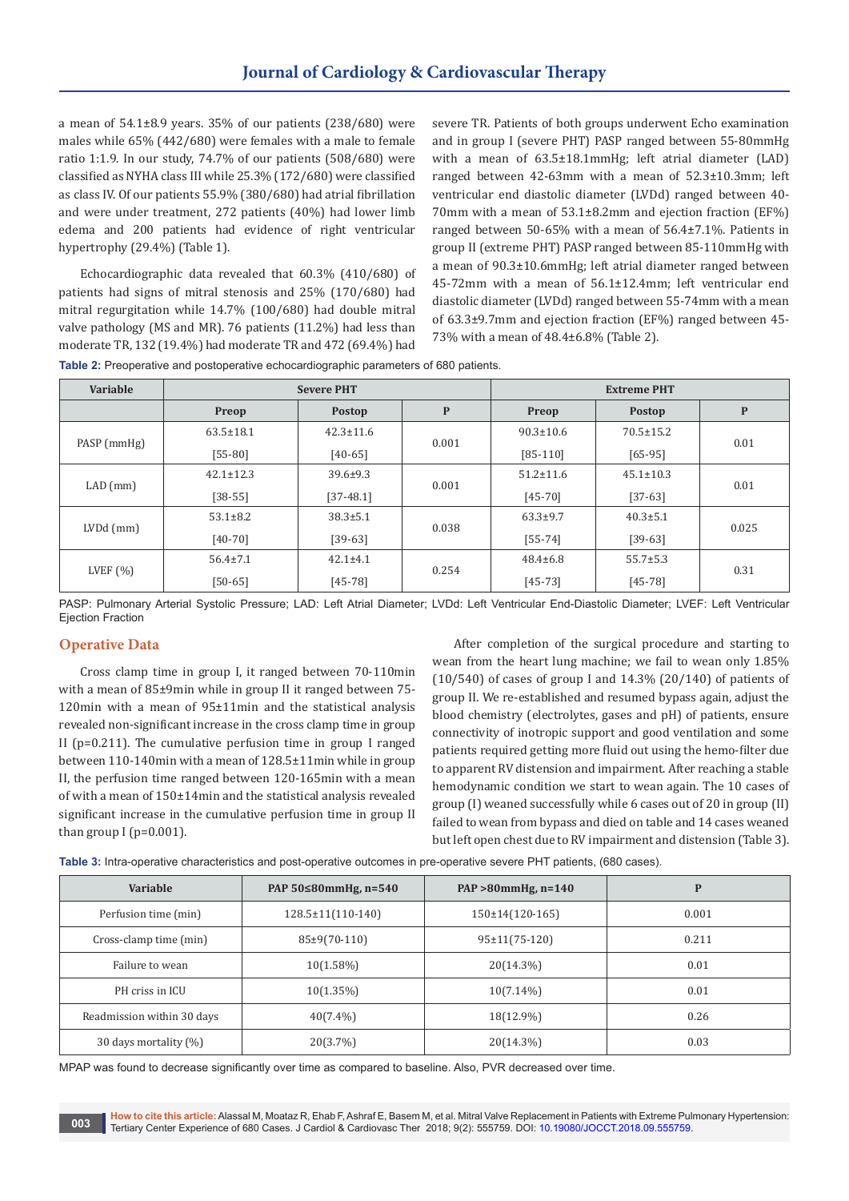a mean of 54.1±8.9 years. 35% of our patients (238/680) were males while 65% (442/680) were females with a male to female ratio 1:1.9. In our study, 74.7% of our patients (508/680) were classified as NYHA class III while 25.3% (172/680) were classified as class IV. Of our patients 55.9% (380/680) had atrial fibrillation and were under treatment, 272 patients (40%) had lower limb edema and 200 patients had evidence of right ventricular hypertrophy (29.4%) (Table 1).

Echocardiographic data revealed that 60.3% (410/680) of patients had signs of mitral stenosis and 25% (170/680) had mitral regurgitation while 14.7% (100/680) had double mitral valve pathology (MS and MR). 76 patients (11.2%) had less than moderate TR, 132 (19.4%) had moderate TR and 472 (69.4%) had severe TR. Patients of both groups underwent Echo examination and in group I (severe PHT) PASP ranged between 55-80mmHg with a mean of 63.5±18.1mmHg; left atrial diameter (LAD) ranged between 42-63mm with a mean of 52.3±10.3mm; left ventricular end diastolic diameter (LVDd) ranged between 40-70mm with a mean of 53.1±8.2mm and ejection fraction (EF%) ranged between 50-65% with a mean of 56.4±7.1%. Patients in group II (extreme PHT) PASP ranged between 85-110mmHg with a mean of 90.3±10.6mmHg; left atrial diameter ranged between 45-72mm with a mean of 56.1±12.4mm; left ventricular end diastolic diameter (LVDd) ranged between 55-74mm with a mean of 63.3±9.7mm and ejection fraction (EF%) ranged between 45-73% with a mean of 48.4±6.8% (Table 2).

**Table 2:** Preoperative and postoperative echocardiographic parameters of 680 patients.

| Variable | Severe PHT | | | Extreme PHT | | |
|---|---|---|---|---|---|---|
| | Preop | Postop | P | Preop | Postop | P |
| PASP (mmHg) | 63.5±18.1 [55-80] | 42.3±11.6 [40-65] | 0.001 | 90.3±10.6 [85-110] | 70.5±15.2 [65-95] | 0.01 |
| LAD (mm) | 42.1±12.3 [38-55] | 39.6±9.3 [37-48.1] | 0.001 | 51.2±11.6 [45-70] | 45.1±10.3 [37-63] | 0.01 |
| LVDd (mm) | 53.1±8.2 [40-70] | 38.3±5.1 [39-63] | 0.038 | 63.3±9.7 [55-74] | 40.3±5.1 [39-63] | 0.025 |
| LVEF (%) | 56.4±7.1 [50-65] | 42.1±4.1 [45-78] | 0.254 | 48.4±6.8 [45-73] | 55.7±5.3 [45-78] | 0.31 |

PASP: Pulmonary Arterial Systolic Pressure; LAD: Left Atrial Diameter; LVDd: Left Ventricular End-Diastolic Diameter; LVEF: Left Ventricular Ejection Fraction

## Operative Data

Cross clamp time in group I, it ranged between 70-110min with a mean of 85±9min while in group II it ranged between 75-120min with a mean of 95±11min and the statistical analysis revealed non-significant increase in the cross clamp time in group II (p=0.211). The cumulative perfusion time in group I ranged between 110-140min with a mean of 128.5±11min while in group II, the perfusion time ranged between 120-165min with a mean of with a mean of 150±14min and the statistical analysis revealed significant increase in the cumulative perfusion time in group II than group I (p=0.001).

After completion of the surgical procedure and starting to wean from the heart lung machine; we fail to wean only 1.85% (10/540) of cases of group I and 14.3% (20/140) of patients of group II. We re-established and resumed bypass again, adjust the blood chemistry (electrolytes, gases and pH) of patients, ensure connectivity of inotropic support and good ventilation and some patients required getting more fluid out using the hemo-filter due to apparent RV distension and impairment. After reaching a stable hemodynamic condition we start to wean again. The 10 cases of group (I) weaned successfully while 6 cases out of 20 in group (II) failed to wean from bypass and died on table and 14 cases weaned but left open chest due to RV impairment and distension (Table 3).

**Table 3:** Intra-operative characteristics and post-operative outcomes in pre-operative severe PHT patients, (680 cases).

| Variable | PAP 50≤80mmHg, n=540 | PAP >80mmHg, n=140 | P |
|---|---|---|---|
| Perfusion time (min) | 128.5±11(110-140) | 150±14(120-165) | 0.001 |
| Cross-clamp time (min) | 85±9(70-110) | 95±11(75-120) | 0.211 |
| Failure to wean | 10(1.58%) | 20(14.3%) | 0.01 |
| PH criss in ICU | 10(1.35%) | 10(7.14%) | 0.01 |
| Readmission within 30 days | 40(7.4%) | 18(12.9%) | 0.26 |
| 30 days mortality (%) | 20(3.7%) | 20(14.3%) | 0.03 |

MPAP was found to decrease significantly over time as compared to baseline. Also, PVR decreased over time.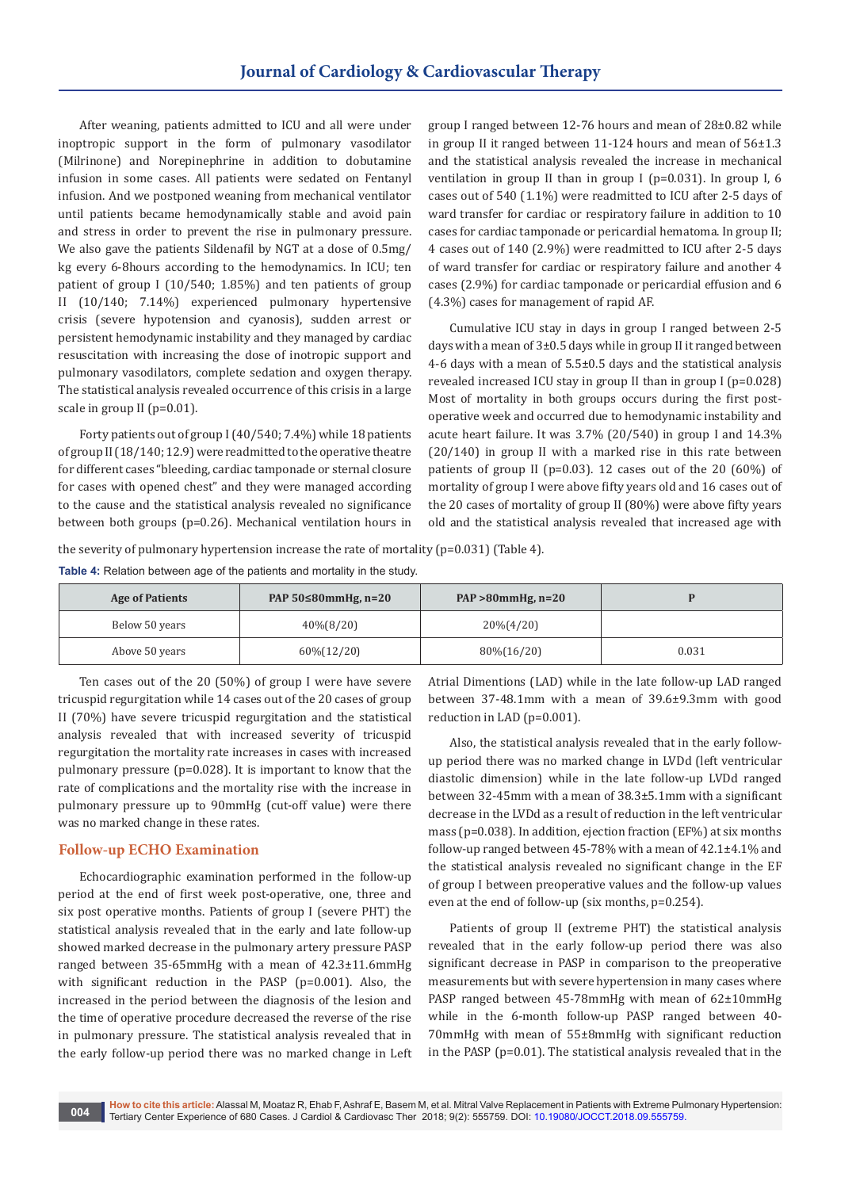After weaning, patients admitted to ICU and all were under inoptropic support in the form of pulmonary vasodilator (Milrinone) and Norepinephrine in addition to dobutamine infusion in some cases. All patients were sedated on Fentanyl infusion. And we postponed weaning from mechanical ventilator until patients became hemodynamically stable and avoid pain and stress in order to prevent the rise in pulmonary pressure. We also gave the patients Sildenafil by NGT at a dose of 0.5mg/kg every 6-8hours according to the hemodynamics. In ICU; ten patient of group I (10/540; 1.85%) and ten patients of group II (10/140; 7.14%) experienced pulmonary hypertensive crisis (severe hypotension and cyanosis), sudden arrest or persistent hemodynamic instability and they managed by cardiac resuscitation with increasing the dose of inotropic support and pulmonary vasodilators, complete sedation and oxygen therapy. The statistical analysis revealed occurrence of this crisis in a large scale in group II (p=0.01).

Forty patients out of group I (40/540; 7.4%) while 18 patients of group II (18/140; 12.9) were readmitted to the operative theatre for different cases "bleeding, cardiac tamponade or sternal closure for cases with opened chest" and they were managed according to the cause and the statistical analysis revealed no significance between both groups (p=0.26). Mechanical ventilation hours in group I ranged between 12-76 hours and mean of 28±0.82 while in group II it ranged between 11-124 hours and mean of 56±1.3 and the statistical analysis revealed the increase in mechanical ventilation in group II than in group I (p=0.031). In group I, 6 cases out of 540 (1.1%) were readmitted to ICU after 2-5 days of ward transfer for cardiac or respiratory failure in addition to 10 cases for cardiac tamponade or pericardial hematoma. In group II; 4 cases out of 140 (2.9%) were readmitted to ICU after 2-5 days of ward transfer for cardiac or respiratory failure and another 4 cases (2.9%) for cardiac tamponade or pericardial effusion and 6 (4.3%) cases for management of rapid AF.

Cumulative ICU stay in days in group I ranged between 2-5 days with a mean of 3±0.5 days while in group II it ranged between 4-6 days with a mean of 5.5±0.5 days and the statistical analysis revealed increased ICU stay in group II than in group I (p=0.028) Most of mortality in both groups occurs during the first post-operative week and occurred due to hemodynamic instability and acute heart failure. It was 3.7% (20/540) in group I and 14.3% (20/140) in group II with a marked rise in this rate between patients of group II (p=0.03). 12 cases out of the 20 (60%) of mortality of group I were above fifty years old and 16 cases out of the 20 cases of mortality of group II (80%) were above fifty years old and the statistical analysis revealed that increased age with the severity of pulmonary hypertension increase the rate of mortality (p=0.031) (Table 4).

**Table 4:** Relation between age of the patients and mortality in the study.

| Age of Patients | PAP 50≤80mmHg, n=20 | PAP >80mmHg, n=20 | P |
|---|---|---|---|
| Below 50 years | 40%(8/20) | 20%(4/20) | |
| Above 50 years | 60%(12/20) | 80%(16/20) | 0.031 |

Ten cases out of the 20 (50%) of group I were have severe tricuspid regurgitation while 14 cases out of the 20 cases of group II (70%) have severe tricuspid regurgitation and the statistical analysis revealed that with increased severity of tricuspid regurgitation the mortality rate increases in cases with increased pulmonary pressure (p=0.028). It is important to know that the rate of complications and the mortality rise with the increase in pulmonary pressure up to 90mmHg (cut-off value) were there was no marked change in these rates.

## Follow-up ECHO Examination

Echocardiographic examination performed in the follow-up period at the end of first week post-operative, one, three and six post operative months. Patients of group I (severe PHT) the statistical analysis revealed that in the early and late follow-up showed marked decrease in the pulmonary artery pressure PASP ranged between 35-65mmHg with a mean of 42.3±11.6mmHg with significant reduction in the PASP (p=0.001). Also, the increased in the period between the diagnosis of the lesion and the time of operative procedure decreased the reverse of the rise in pulmonary pressure. The statistical analysis revealed that in the early follow-up period there was no marked change in Left Atrial Dimentions (LAD) while in the late follow-up LAD ranged between 37-48.1mm with a mean of 39.6±9.3mm with good reduction in LAD (p=0.001).

Also, the statistical analysis revealed that in the early follow-up period there was no marked change in LVDd (left ventricular diastolic dimension) while in the late follow-up LVDd ranged between 32-45mm with a mean of 38.3±5.1mm with a significant decrease in the LVDd as a result of reduction in the left ventricular mass (p=0.038). In addition, ejection fraction (EF%) at six months follow-up ranged between 45-78% with a mean of 42.1±4.1% and the statistical analysis revealed no significant change in the EF of group I between preoperative values and the follow-up values even at the end of follow-up (six months, p=0.254).

Patients of group II (extreme PHT) the statistical analysis revealed that in the early follow-up period there was also significant decrease in PASP in comparison to the preoperative measurements but with severe hypertension in many cases where PASP ranged between 45-78mmHg with mean of 62±10mmHg while in the 6-month follow-up PASP ranged between 40-70mmHg with mean of 55±8mmHg with significant reduction in the PASP (p=0.01). The statistical analysis revealed that in the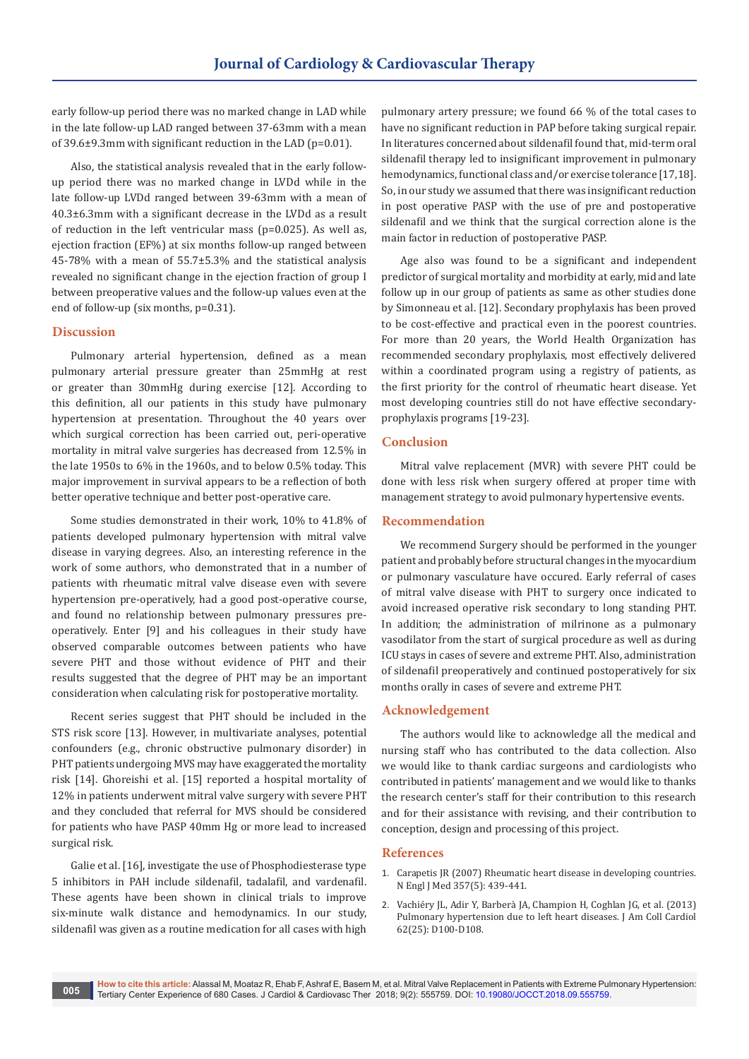early follow-up period there was no marked change in LAD while in the late follow-up LAD ranged between 37-63mm with a mean of 39.6±9.3mm with significant reduction in the LAD (p=0.01).

Also, the statistical analysis revealed that in the early follow-up period there was no marked change in LVDd while in the late follow-up LVDd ranged between 39-63mm with a mean of 40.3±6.3mm with a significant decrease in the LVDd as a result of reduction in the left ventricular mass (p=0.025). As well as, ejection fraction (EF%) at six months follow-up ranged between 45-78% with a mean of 55.7±5.3% and the statistical analysis revealed no significant change in the ejection fraction of group I between preoperative values and the follow-up values even at the end of follow-up (six months, p=0.31).

## Discussion

Pulmonary arterial hypertension, defined as a mean pulmonary arterial pressure greater than 25mmHg at rest or greater than 30mmHg during exercise [12]. According to this definition, all our patients in this study have pulmonary hypertension at presentation. Throughout the 40 years over which surgical correction has been carried out, peri-operative mortality in mitral valve surgeries has decreased from 12.5% in the late 1950s to 6% in the 1960s, and to below 0.5% today. This major improvement in survival appears to be a reflection of both better operative technique and better post-operative care.

Some studies demonstrated in their work, 10% to 41.8% of patients developed pulmonary hypertension with mitral valve disease in varying degrees. Also, an interesting reference in the work of some authors, who demonstrated that in a number of patients with rheumatic mitral valve disease even with severe hypertension pre-operatively, had a good post-operative course, and found no relationship between pulmonary pressures pre-operatively. Enter [9] and his colleagues in their study have observed comparable outcomes between patients who have severe PHT and those without evidence of PHT and their results suggested that the degree of PHT may be an important consideration when calculating risk for postoperative mortality.

Recent series suggest that PHT should be included in the STS risk score [13]. However, in multivariate analyses, potential confounders (e.g., chronic obstructive pulmonary disorder) in PHT patients undergoing MVS may have exaggerated the mortality risk [14]. Ghoreishi et al. [15] reported a hospital mortality of 12% in patients underwent mitral valve surgery with severe PHT and they concluded that referral for MVS should be considered for patients who have PASP 40mm Hg or more lead to increased surgical risk.

Galie et al. [16], investigate the use of Phosphodiesterase type 5 inhibitors in PAH include sildenafil, tadalafil, and vardenafil. These agents have been shown in clinical trials to improve six-minute walk distance and hemodynamics. In our study, sildenafil was given as a routine medication for all cases with high pulmonary artery pressure; we found 66 % of the total cases to have no significant reduction in PAP before taking surgical repair. In literatures concerned about sildenafil found that, mid-term oral sildenafil therapy led to insignificant improvement in pulmonary hemodynamics, functional class and/or exercise tolerance [17,18]. So, in our study we assumed that there was insignificant reduction in post operative PASP with the use of pre and postoperative sildenafil and we think that the surgical correction alone is the main factor in reduction of postoperative PASP.

Age also was found to be a significant and independent predictor of surgical mortality and morbidity at early, mid and late follow up in our group of patients as same as other studies done by Simonneau et al. [12]. Secondary prophylaxis has been proved to be cost-effective and practical even in the poorest countries. For more than 20 years, the World Health Organization has recommended secondary prophylaxis, most effectively delivered within a coordinated program using a registry of patients, as the first priority for the control of rheumatic heart disease. Yet most developing countries still do not have effective secondary-prophylaxis programs [19-23].

## Conclusion

Mitral valve replacement (MVR) with severe PHT could be done with less risk when surgery offered at proper time with management strategy to avoid pulmonary hypertensive events.

## Recommendation

We recommend Surgery should be performed in the younger patient and probably before structural changes in the myocardium or pulmonary vasculature have occured. Early referral of cases of mitral valve disease with PHT to surgery once indicated to avoid increased operative risk secondary to long standing PHT. In addition; the administration of milrinone as a pulmonary vasodilator from the start of surgical procedure as well as during ICU stays in cases of severe and extreme PHT. Also, administration of sildenafil preoperatively and continued postoperatively for six months orally in cases of severe and extreme PHT.

## Acknowledgement

The authors would like to acknowledge all the medical and nursing staff who has contributed to the data collection. Also we would like to thank cardiac surgeons and cardiologists who contributed in patients' management and we would like to thanks the research center's staff for their contribution to this research and for their assistance with revising, and their contribution to conception, design and processing of this project.

## References

1. Carapetis JR (2007) Rheumatic heart disease in developing countries. N Engl J Med 357(5): 439-441.
2. Vachiéry JL, Adir Y, Barberà JA, Champion H, Coghlan JG, et al. (2013) Pulmonary hypertension due to left heart diseases. J Am Coll Cardiol 62(25): D100-D108.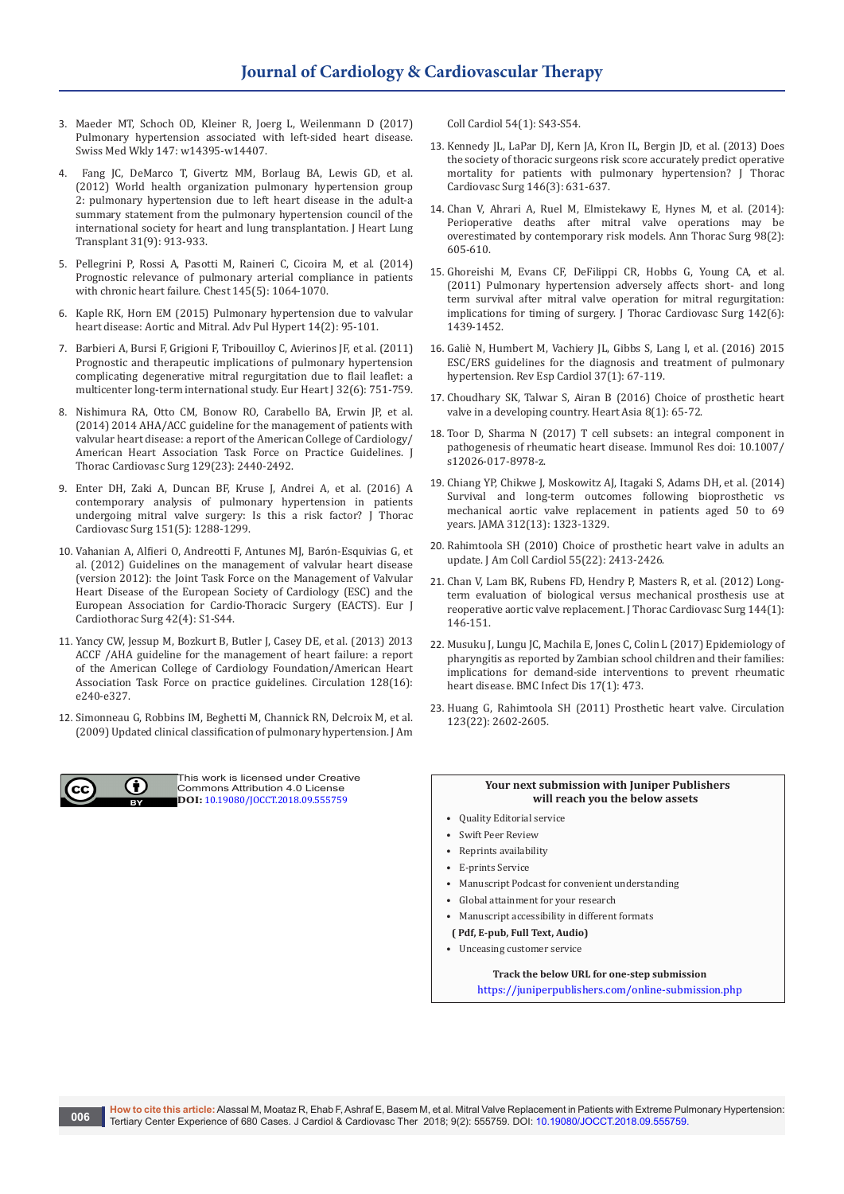3. Maeder MT, Schoch OD, Kleiner R, Joerg L, Weilenmann D (2017) Pulmonary hypertension associated with left-sided heart disease. Swiss Med Wkly 147: w14395-w14407.

4. Fang JC, DeMarco T, Givertz MM, Borlaug BA, Lewis GD, et al. (2012) World health organization pulmonary hypertension group 2: pulmonary hypertension due to left heart disease in the adult-a summary statement from the pulmonary hypertension council of the international society for heart and lung transplantation. J Heart Lung Transplant 31(9): 913-933.

5. Pellegrini P, Rossi A, Pasotti M, Raineri C, Cicoira M, et al. (2014) Prognostic relevance of pulmonary arterial compliance in patients with chronic heart failure. Chest 145(5): 1064-1070.

6. Kaple RK, Horn EM (2015) Pulmonary hypertension due to valvular heart disease: Aortic and Mitral. Adv Pul Hypert 14(2): 95-101.

7. Barbieri A, Bursi F, Grigioni F, Tribouilloy C, Avierinos JF, et al. (2011) Prognostic and therapeutic implications of pulmonary hypertension complicating degenerative mitral regurgitation due to flail leaflet: a multicenter long-term international study. Eur Heart J 32(6): 751-759.

8. Nishimura RA, Otto CM, Bonow RO, Carabello BA, Erwin JP, et al. (2014) 2014 AHA/ACC guideline for the management of patients with valvular heart disease: a report of the American College of Cardiology/ American Heart Association Task Force on Practice Guidelines. J Thorac Cardiovasc Surg 129(23): 2440-2492.

9. Enter DH, Zaki A, Duncan BF, Kruse J, Andrei A, et al. (2016) A contemporary analysis of pulmonary hypertension in patients undergoing mitral valve surgery: Is this a risk factor? J Thorac Cardiovasc Surg 151(5): 1288-1299.

10. Vahanian A, Alfieri O, Andreotti F, Antunes MJ, Barón-Esquivias G, et al. (2012) Guidelines on the management of valvular heart disease (version 2012): the Joint Task Force on the Management of Valvular Heart Disease of the European Society of Cardiology (ESC) and the European Association for Cardio-Thoracic Surgery (EACTS). Eur J Cardiothorac Surg 42(4): S1-S44.

11. Yancy CW, Jessup M, Bozkurt B, Butler J, Casey DE, et al. (2013) 2013 ACCF /AHA guideline for the management of heart failure: a report of the American College of Cardiology Foundation/American Heart Association Task Force on practice guidelines. Circulation 128(16): e240-e327.

12. Simonneau G, Robbins IM, Beghetti M, Channick RN, Delcroix M, et al. (2009) Updated clinical classification of pulmonary hypertension. J Am Coll Cardiol 54(1): S43-S54.

13. Kennedy JL, LaPar DJ, Kern JA, Kron IL, Bergin JD, et al. (2013) Does the society of thoracic surgeons risk score accurately predict operative mortality for patients with pulmonary hypertension? J Thorac Cardiovasc Surg 146(3): 631-637.

14. Chan V, Ahrari A, Ruel M, Elmistekawy E, Hynes M, et al. (2014): Perioperative deaths after mitral valve operations may be overestimated by contemporary risk models. Ann Thorac Surg 98(2): 605-610.

15. Ghoreishi M, Evans CF, DeFilippi CR, Hobbs G, Young CA, et al. (2011) Pulmonary hypertension adversely affects short- and long term survival after mitral valve operation for mitral regurgitation: implications for timing of surgery. J Thorac Cardiovasc Surg 142(6): 1439-1452.

16. Galiè N, Humbert M, Vachiery JL, Gibbs S, Lang I, et al. (2016) 2015 ESC/ERS guidelines for the diagnosis and treatment of pulmonary hypertension. Rev Esp Cardiol 37(1): 67-119.

17. Choudhary SK, Talwar S, Airan B (2016) Choice of prosthetic heart valve in a developing country. Heart Asia 8(1): 65-72.

18. Toor D, Sharma N (2017) T cell subsets: an integral component in pathogenesis of rheumatic heart disease. Immunol Res doi: 10.1007/s12026-017-8978-z.

19. Chiang YP, Chikwe J, Moskowitz AJ, Itagaki S, Adams DH, et al. (2014) Survival and long-term outcomes following bioprosthetic vs mechanical aortic valve replacement in patients aged 50 to 69 years. JAMA 312(13): 1323-1329.

20. Rahimtoola SH (2010) Choice of prosthetic heart valve in adults an update. J Am Coll Cardiol 55(22): 2413-2426.

21. Chan V, Lam BK, Rubens FD, Hendry P, Masters R, et al. (2012) Long-term evaluation of biological versus mechanical prosthesis use at reoperative aortic valve replacement. J Thorac Cardiovasc Surg 144(1): 146-151.

22. Musuku J, Lungu JC, Machila E, Jones C, Colin L (2017) Epidemiology of pharyngitis as reported by Zambian school children and their families: implications for demand-side interventions to prevent rheumatic heart disease. BMC Infect Dis 17(1): 473.

23. Huang G, Rahimtoola SH (2011) Prosthetic heart valve. Circulation 123(22): 2602-2605.

This work is licensed under Creative Commons Attribution 4.0 License
**DOI:** 10.19080/JOCCT.2018.09.555759

**Your next submission with Juniper Publishers will reach you the below assets**

- Quality Editorial service
- Swift Peer Review
- Reprints availability
- E-prints Service
- Manuscript Podcast for convenient understanding
- Global attainment for your research
- Manuscript accessibility in different formats

**( Pdf, E-pub, Full Text, Audio)**

- Unceasing customer service

**Track the below URL for one-step submission**
https://juniperpublishers.com/online-submission.php